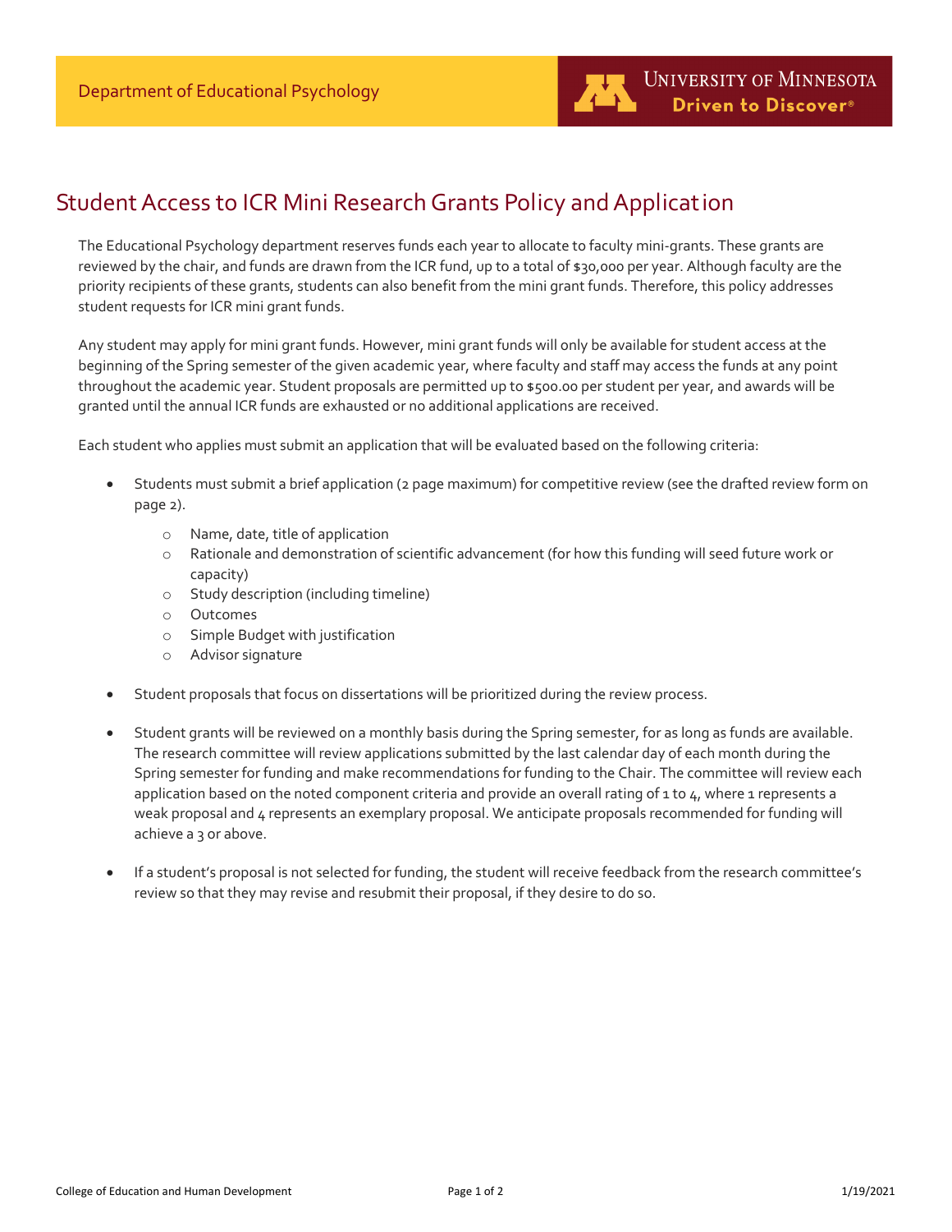Department of Educational Psychology

University of Minnesota
Driven to Discover®

# Student Access to ICR Mini Research Grants Policy and Application

The Educational Psychology department reserves funds each year to allocate to faculty mini-grants. These grants are reviewed by the chair, and funds are drawn from the ICR fund, up to a total of $30,000 per year. Although faculty are the priority recipients of these grants, students can also benefit from the mini grant funds. Therefore, this policy addresses student requests for ICR mini grant funds.

Any student may apply for mini grant funds. However, mini grant funds will only be available for student access at the beginning of the Spring semester of the given academic year, where faculty and staff may access the funds at any point throughout the academic year. Student proposals are permitted up to $500.00 per student per year, and awards will be granted until the annual ICR funds are exhausted or no additional applications are received.

Each student who applies must submit an application that will be evaluated based on the following criteria:

- Students must submit a brief application (2 page maximum) for competitive review (see the drafted review form on page 2).
  - Name, date, title of application
  - Rationale and demonstration of scientific advancement (for how this funding will seed future work or capacity)
  - Study description (including timeline)
  - Outcomes
  - Simple Budget with justification
  - Advisor signature
- Student proposals that focus on dissertations will be prioritized during the review process.
- Student grants will be reviewed on a monthly basis during the Spring semester, for as long as funds are available. The research committee will review applications submitted by the last calendar day of each month during the Spring semester for funding and make recommendations for funding to the Chair. The committee will review each application based on the noted component criteria and provide an overall rating of 1 to 4, where 1 represents a weak proposal and 4 represents an exemplary proposal. We anticipate proposals recommended for funding will achieve a 3 or above.
- If a student's proposal is not selected for funding, the student will receive feedback from the research committee's review so that they may revise and resubmit their proposal, if they desire to do so.

College of Education and Human Development 1/19/2021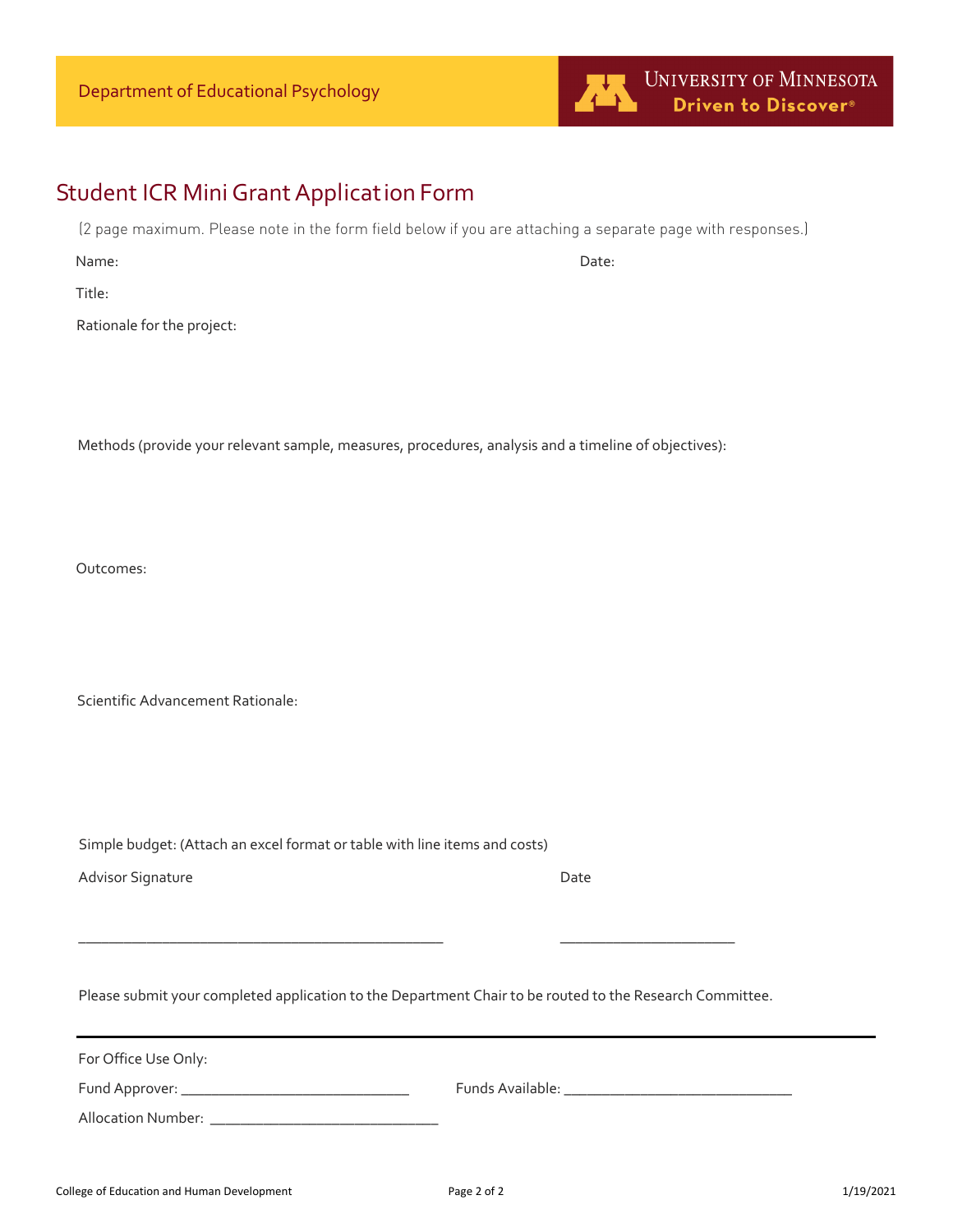Department of Educational Psychology

University of Minnesota
Driven to Discover®

# Student ICR Mini Grant Application Form

(2 page maximum. Please note in the form field below if you are attaching a separate page with responses.)

Name: Date:

Title:

Rationale for the project:

Methods (provide your relevant sample, measures, procedures, analysis and a timeline of objectives):

Outcomes:

Scientific Advancement Rationale:

Simple budget: (Attach an excel format or table with line items and costs)

Advisor Signature Date

_______________________________________________ _______________________

Please submit your completed application to the Department Chair to be routed to the Research Committee.

---

For Office Use Only:

Fund Approver: ______________________________ Funds Available: ______________________________

Allocation Number: ______________________________

College of Education and Human Development 1/19/2021